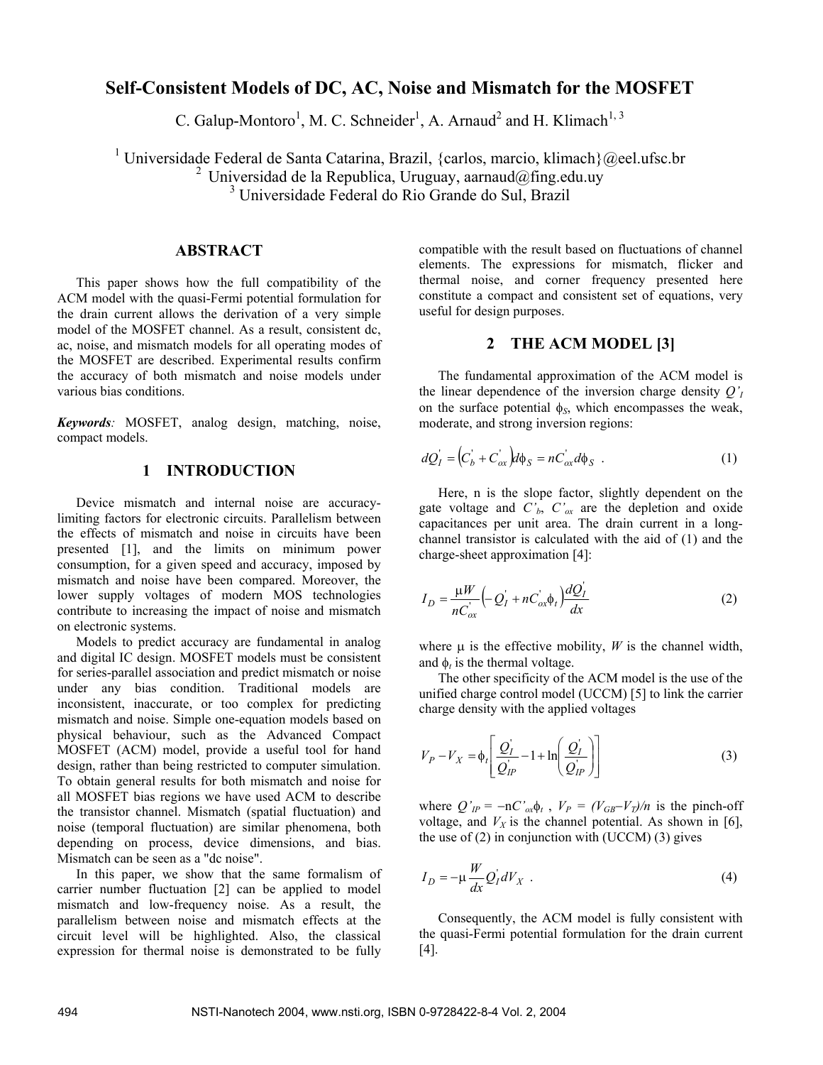# Self-Consistent Models of DC, AC, Noise and Mismatch for the MOSFET

C. Galup-Montoro[1], M. C. Schneider[1], A. Arnaud[2] and H. Klimach[1, 3]

[1] Universidade Federal de Santa Catarina, Brazil, {carlos, marcio, klimach}@eel.ufsc.br
[2] Universidad de la Republica, Uruguay, aarnaud@fing.edu.uy
[3] Universidade Federal do Rio Grande do Sul, Brazil

## ABSTRACT

This paper shows how the full compatibility of the ACM model with the quasi-Fermi potential formulation for the drain current allows the derivation of a very simple model of the MOSFET channel. As a result, consistent dc, ac, noise, and mismatch models for all operating modes of the MOSFET are described. Experimental results confirm the accuracy of both mismatch and noise models under various bias conditions.

***Keywords**:* MOSFET, analog design, matching, noise, compact models.

## 1 INTRODUCTION

Device mismatch and internal noise are accuracy-limiting factors for electronic circuits. Parallelism between the effects of mismatch and noise in circuits have been presented [1], and the limits on minimum power consumption, for a given speed and accuracy, imposed by mismatch and noise have been compared. Moreover, the lower supply voltages of modern MOS technologies contribute to increasing the impact of noise and mismatch on electronic systems.

Models to predict accuracy are fundamental in analog and digital IC design. MOSFET models must be consistent for series-parallel association and predict mismatch or noise under any bias condition. Traditional models are inconsistent, inaccurate, or too complex for predicting mismatch and noise. Simple one-equation models based on physical behaviour, such as the Advanced Compact MOSFET (ACM) model, provide a useful tool for hand design, rather than being restricted to computer simulation. To obtain general results for both mismatch and noise for all MOSFET bias regions we have used ACM to describe the transistor channel. Mismatch (spatial fluctuation) and noise (temporal fluctuation) are similar phenomena, both depending on process, device dimensions, and bias. Mismatch can be seen as a "dc noise".

In this paper, we show that the same formalism of carrier number fluctuation [2] can be applied to model mismatch and low-frequency noise. As a result, the parallelism between noise and mismatch effects at the circuit level will be highlighted. Also, the classical expression for thermal noise is demonstrated to be fully compatible with the result based on fluctuations of channel elements. The expressions for mismatch, flicker and thermal noise, and corner frequency presented here constitute a compact and consistent set of equations, very useful for design purposes.

## 2 THE ACM MODEL [3]

The fundamental approximation of the ACM model is the linear dependence of the inversion charge density $Q'_I$ on the surface potential $\phi_S$, which encompasses the weak, moderate, and strong inversion regions:

$$dQ'_I = \left(C'_b + C'_{ox}\right)d\phi_S = nC'_{ox}d\phi_S \ . \tag{1}$$

Here, n is the slope factor, slightly dependent on the gate voltage and $C'_b$, $C'_{ox}$ are the depletion and oxide capacitances per unit area. The drain current in a long-channel transistor is calculated with the aid of (1) and the charge-sheet approximation [4]:

$$I_D = \frac{\mu W}{nC'_{ox}}\left(-Q'_I + nC'_{ox}\phi_t\right)\frac{dQ'_I}{dx} \tag{2}$$

where $\mu$ is the effective mobility, $W$ is the channel width, and $\phi_t$ is the thermal voltage.

The other specificity of the ACM model is the use of the unified charge control model (UCCM) [5] to link the carrier charge density with the applied voltages

$$V_P - V_X = \phi_t\left[\frac{Q'_I}{Q'_{IP}} - 1 + \ln\left(\frac{Q'_I}{Q'_{IP}}\right)\right] \tag{3}$$

where $Q'_{IP} = -nC'_{ox}\phi_t$ , $V_P = (V_{GB}-V_T)/n$ is the pinch-off voltage, and $V_X$ is the channel potential. As shown in [6], the use of (2) in conjunction with (UCCM) (3) gives

$$I_D = -\mu\frac{W}{dx}Q'_I dV_X \ . \tag{4}$$

Consequently, the ACM model is fully consistent with the quasi-Fermi potential formulation for the drain current [4].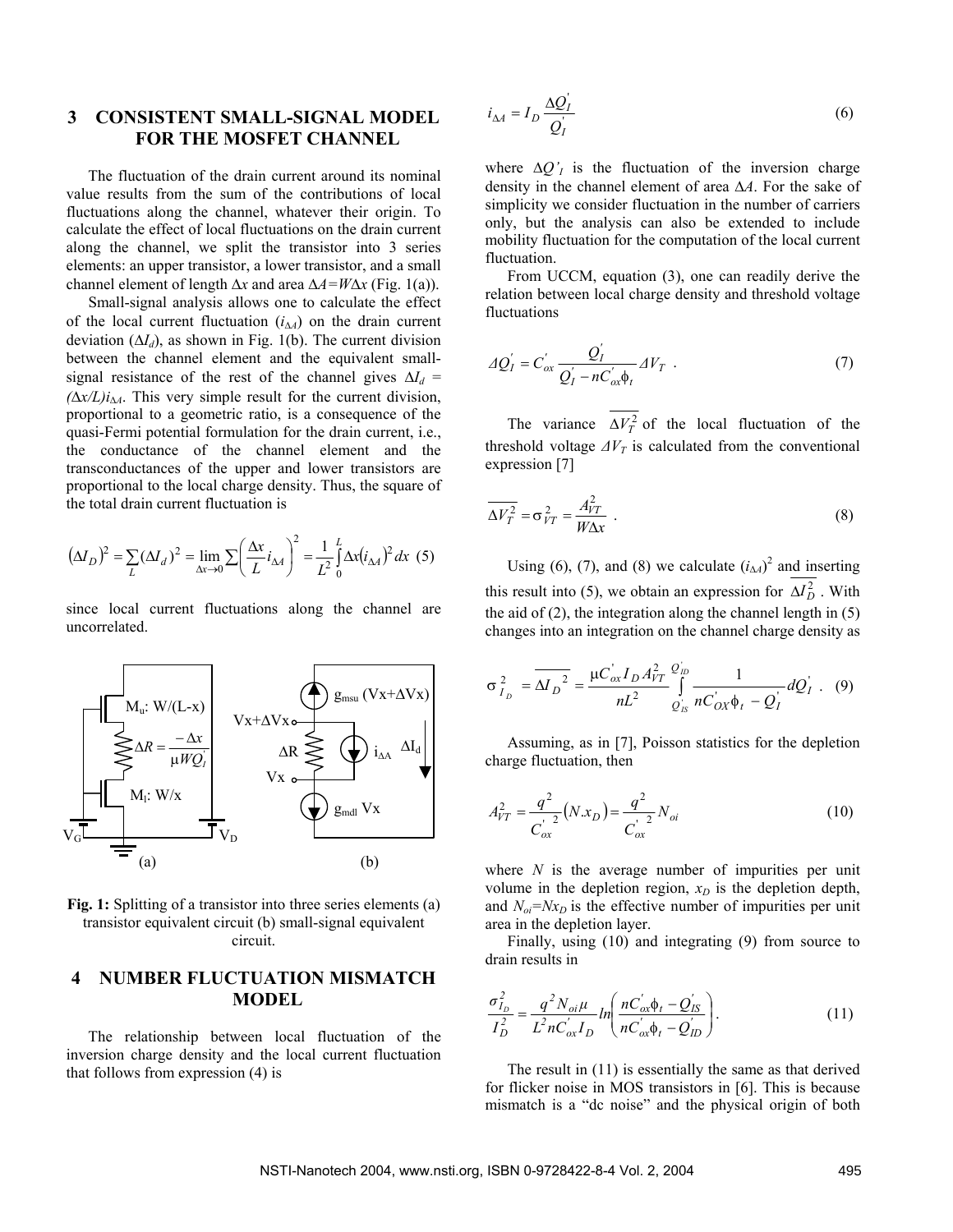## 3 CONSISTENT SMALL-SIGNAL MODEL FOR THE MOSFET CHANNEL

The fluctuation of the drain current around its nominal value results from the sum of the contributions of local fluctuations along the channel, whatever their origin. To calculate the effect of local fluctuations on the drain current along the channel, we split the transistor into 3 series elements: an upper transistor, a lower transistor, and a small channel element of length $\Delta x$ and area $\Delta A=W\Delta x$ (Fig. 1(a)).

Small-signal analysis allows one to calculate the effect of the local current fluctuation ($i_{\Delta A}$) on the drain current deviation ($\Delta I_d$), as shown in Fig. 1(b). The current division between the channel element and the equivalent small-signal resistance of the rest of the channel gives $\Delta I_d = (\Delta x/L)i_{\Delta A}$. This very simple result for the current division, proportional to a geometric ratio, is a consequence of the quasi-Fermi potential formulation for the drain current, i.e., the conductance of the channel element and the transconductances of the upper and lower transistors are proportional to the local charge density. Thus, the square of the total drain current fluctuation is

$$(\Delta I_D)^2 = \sum_L (\Delta I_d)^2 = \lim_{\Delta x \to 0} \sum \left( \frac{\Delta x}{L} i_{\Delta A} \right)^2 = \frac{1}{L^2} \int_0^L \Delta x (i_{\Delta A})^2 dx \quad (5)$$

since local current fluctuations along the channel are uncorrelated.

**Fig. 1:** Splitting of a transistor into three series elements (a) transistor equivalent circuit (b) small-signal equivalent circuit.

## 4 NUMBER FLUCTUATION MISMATCH MODEL

The relationship between local fluctuation of the inversion charge density and the local current fluctuation that follows from expression (4) is

$$i_{\Delta A} = I_D \frac{\Delta Q_I'}{Q_I'} \quad (6)$$

where $\Delta Q'_I$ is the fluctuation of the inversion charge density in the channel element of area $\Delta A$. For the sake of simplicity we consider fluctuation in the number of carriers only, but the analysis can also be extended to include mobility fluctuation for the computation of the local current fluctuation.

From UCCM, equation (3), one can readily derive the relation between local charge density and threshold voltage fluctuations

$$\Delta Q_I' = C_{ox}' \frac{Q_I'}{Q_I' - nC_{ox}'\phi_t} \Delta V_T \quad . \quad (7)$$

The variance $\overline{\Delta V_T^2}$ of the local fluctuation of the threshold voltage $\Delta V_T$ is calculated from the conventional expression [7]

$$\overline{\Delta V_T^2} = \sigma_{VT}^2 = \frac{A_{VT}^2}{W\Delta x} \quad . \quad (8)$$

Using (6), (7), and (8) we calculate $(i_{\Delta A})^2$ and inserting this result into (5), we obtain an expression for $\overline{\Delta I_D^2}$. With the aid of (2), the integration along the channel length in (5) changes into an integration on the channel charge density as

$$\sigma_{I_D}^2 = \overline{\Delta I_D}^2 = \frac{\mu C_{ox}' I_D A_{VT}^2}{nL^2} \int_{Q_{IS}'}^{Q_{ID}'} \frac{1}{nC_{OX}'\phi_t - Q_I'} dQ_I' \quad . \quad (9)$$

Assuming, as in [7], Poisson statistics for the depletion charge fluctuation, then

$$A_{VT}^2 = \frac{q^2}{C_{ox}'^2}(N.x_D) = \frac{q^2}{C_{ox}'^2} N_{oi} \quad (10)$$

where $N$ is the average number of impurities per unit volume in the depletion region, $x_D$ is the depletion depth, and $N_{oi}=Nx_D$ is the effective number of impurities per unit area in the depletion layer.

Finally, using (10) and integrating (9) from source to drain results in

$$\frac{\sigma_{I_D}^2}{I_D^2} = \frac{q^2 N_{oi} \mu}{L^2 nC_{ox}' I_D} ln\left( \frac{nC_{ox}'\phi_t - Q_{IS}'}{nC_{ox}'\phi_t - Q_{ID}'} \right). \quad (11)$$

The result in (11) is essentially the same as that derived for flicker noise in MOS transistors in [6]. This is because mismatch is a "dc noise" and the physical origin of both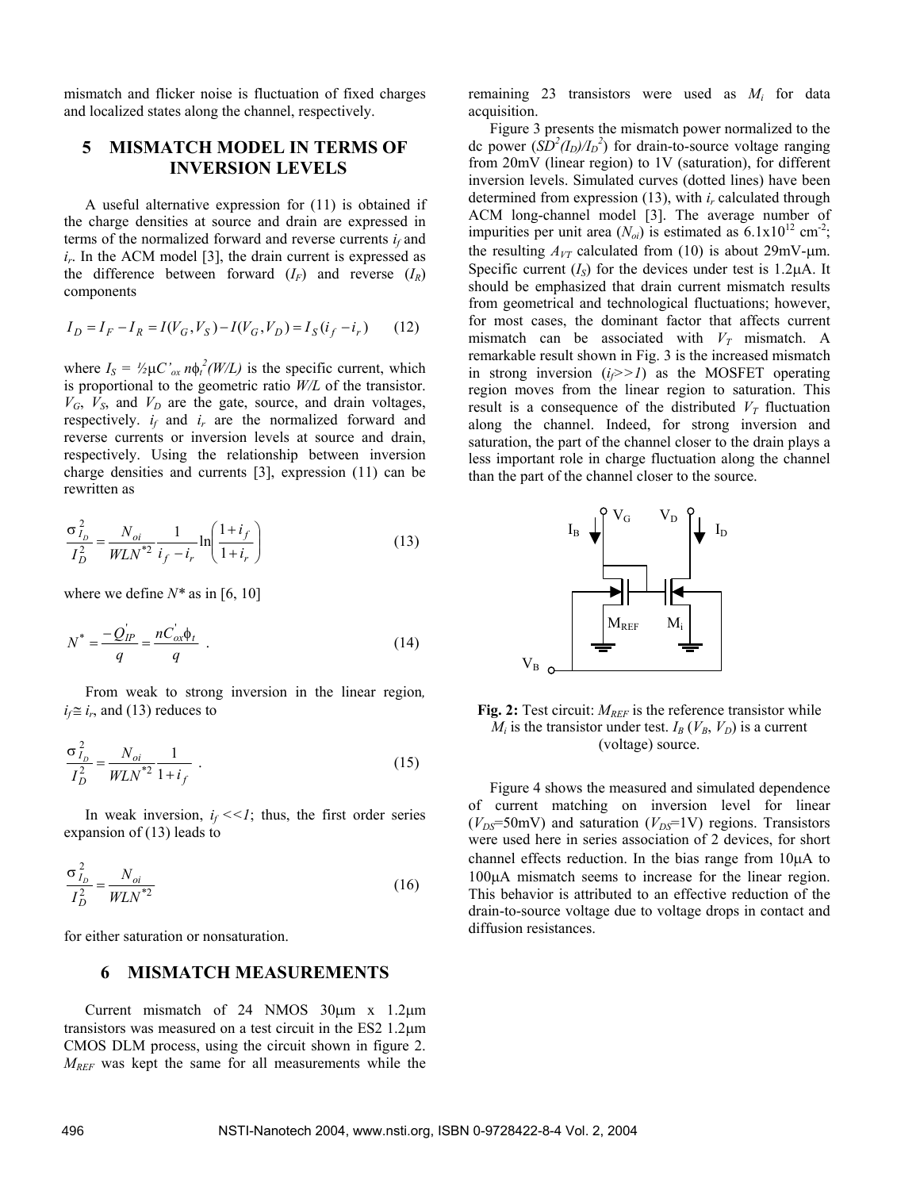mismatch and flicker noise is fluctuation of fixed charges and localized states along the channel, respectively.

## 5 MISMATCH MODEL IN TERMS OF INVERSION LEVELS

A useful alternative expression for (11) is obtained if the charge densities at source and drain are expressed in terms of the normalized forward and reverse currents $i_f$ and $i_r$. In the ACM model [3], the drain current is expressed as the difference between forward ($I_F$) and reverse ($I_R$) components

$$I_D = I_F - I_R = I(V_G, V_S) - I(V_G, V_D) = I_S(i_f - i_r) \quad (12)$$

where $I_S = ½\mu C'_{ox}\, n\phi_t^2 (W/L)$ is the specific current, which is proportional to the geometric ratio $W/L$ of the transistor. $V_G$, $V_S$, and $V_D$ are the gate, source, and drain voltages, respectively. $i_f$ and $i_r$ are the normalized forward and reverse currents or inversion levels at source and drain, respectively. Using the relationship between inversion charge densities and currents [3], expression (11) can be rewritten as

$$\frac{\sigma_{I_D}^2}{I_D^2} = \frac{N_{oi}}{WLN^{*2}} \frac{1}{i_f - i_r} \ln\left(\frac{1+i_f}{1+i_r}\right) \quad (13)$$

where we define $N^*$ as in [6, 10]

$$N^* = \frac{-Q'_{IP}}{q} = \frac{nC'_{ox}\phi_t}{q} \quad . \quad (14)$$

From weak to strong inversion in the linear region, $i_f \cong i_r$, and (13) reduces to

$$\frac{\sigma_{I_D}^2}{I_D^2} = \frac{N_{oi}}{WLN^{*2}} \frac{1}{1+i_f} \quad . \quad (15)$$

In weak inversion, $i_f << 1$; thus, the first order series expansion of (13) leads to

$$\frac{\sigma_{I_D}^2}{I_D^2} = \frac{N_{oi}}{WLN^{*2}} \quad (16)$$

for either saturation or nonsaturation.

## 6 MISMATCH MEASUREMENTS

Current mismatch of 24 NMOS 30μm x 1.2μm transistors was measured on a test circuit in the ES2 1.2μm CMOS DLM process, using the circuit shown in figure 2. $M_{REF}$ was kept the same for all measurements while the remaining 23 transistors were used as $M_i$ for data acquisition.

Figure 3 presents the mismatch power normalized to the dc power ($SD^2(I_D)/I_D^2$) for drain-to-source voltage ranging from 20mV (linear region) to 1V (saturation), for different inversion levels. Simulated curves (dotted lines) have been determined from expression (13), with $i_r$ calculated through ACM long-channel model [3]. The average number of impurities per unit area ($N_{oi}$) is estimated as $6.1\times10^{12}$ cm$^{-2}$; the resulting $A_{VT}$ calculated from (10) is about 29mV-μm. Specific current ($I_S$) for the devices under test is 1.2μA. It should be emphasized that drain current mismatch results from geometrical and technological fluctuations; however, for most cases, the dominant factor that affects current mismatch can be associated with $V_T$ mismatch. A remarkable result shown in Fig. 3 is the increased mismatch in strong inversion ($i_f >> 1$) as the MOSFET operating region moves from the linear region to saturation. This result is a consequence of the distributed $V_T$ fluctuation along the channel. Indeed, for strong inversion and saturation, the part of the channel closer to the drain plays a less important role in charge fluctuation along the channel than the part of the channel closer to the source.

**Fig. 2:** Test circuit: $M_{REF}$ is the reference transistor while $M_i$ is the transistor under test. $I_B$ ($V_B$, $V_D$) is a current (voltage) source.

Figure 4 shows the measured and simulated dependence of current matching on inversion level for linear ($V_{DS}$=50mV) and saturation ($V_{DS}$=1V) regions. Transistors were used here in series association of 2 devices, for short channel effects reduction. In the bias range from 10μA to 100μA mismatch seems to increase for the linear region. This behavior is attributed to an effective reduction of the drain-to-source voltage due to voltage drops in contact and diffusion resistances.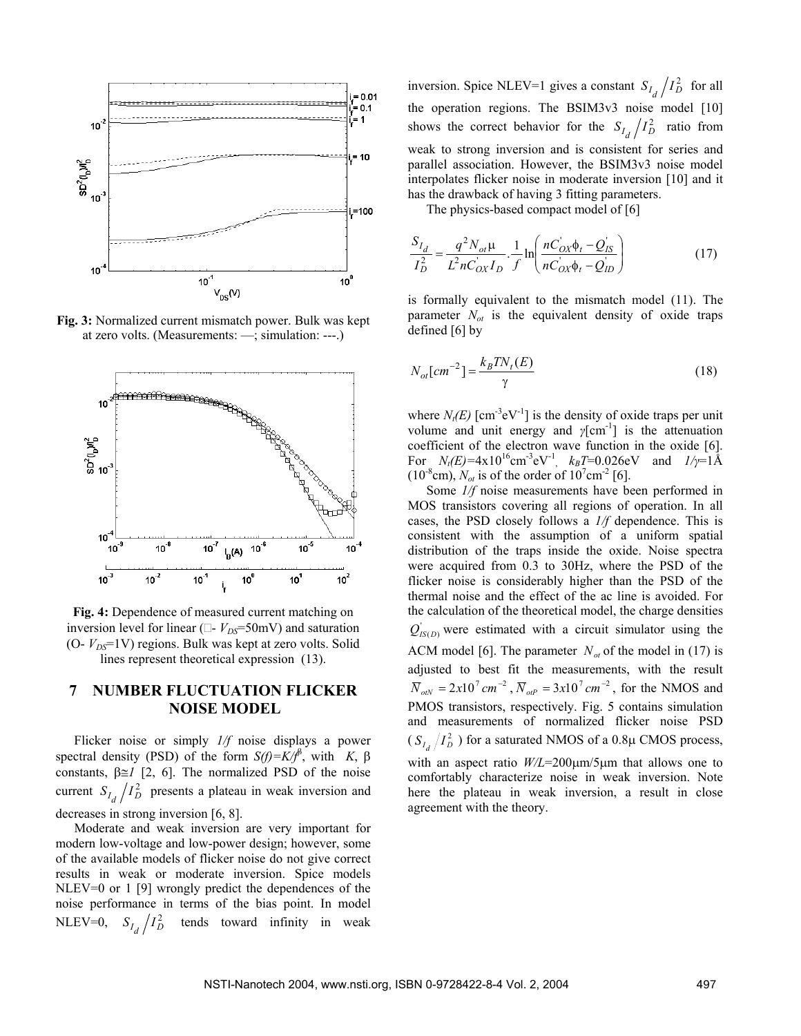**Fig. 3:** Normalized current mismatch power. Bulk was kept at zero volts. (Measurements: —; simulation: ---.)

**Fig. 4:** Dependence of measured current matching on inversion level for linear (□- $V_{DS}$=50mV) and saturation (O- $V_{DS}$=1V) regions. Bulk was kept at zero volts. Solid lines represent theoretical expression (13).

## 7 NUMBER FLUCTUATION FLICKER NOISE MODEL

Flicker noise or simply *1/f* noise displays a power spectral density (PSD) of the form $S(f)=K/f^{\beta}$, with $K$, $\beta$ constants, $\beta \cong 1$ [2, 6]. The normalized PSD of the noise current $S_{I_d}/I_D^2$ presents a plateau in weak inversion and decreases in strong inversion [6, 8].

Moderate and weak inversion are very important for modern low-voltage and low-power design; however, some of the available models of flicker noise do not give correct results in weak or moderate inversion. Spice models NLEV=0 or 1 [9] wrongly predict the dependences of the noise performance in terms of the bias point. In model NLEV=0, $S_{I_d}/I_D^2$ tends toward infinity in weak inversion. Spice NLEV=1 gives a constant $S_{I_d}/I_D^2$ for all the operation regions. The BSIM3v3 noise model [10] shows the correct behavior for the $S_{I_d}/I_D^2$ ratio from weak to strong inversion and is consistent for series and parallel association. However, the BSIM3v3 noise model interpolates flicker noise in moderate inversion [10] and it has the drawback of having 3 fitting parameters.

The physics-based compact model of [6]

$$\frac{S_{I_d}}{I_D^2} = \frac{q^2 N_{ot} \mu}{L^2 n C_{OX}^{'} I_D} \cdot \frac{1}{f} \ln\left(\frac{nC_{OX}^{'}\phi_t - Q_{IS}^{'}}{nC_{OX}^{'}\phi_t - Q_{ID}^{'}}\right) \tag{17}$$

is formally equivalent to the mismatch model (11). The parameter $N_{ot}$ is the equivalent density of oxide traps defined [6] by

$$N_{ot}[cm^{-2}] = \frac{k_B T N_t(E)}{\gamma} \tag{18}$$

where $N_t(E)$ [$cm^{-3}eV^{-1}$] is the density of oxide traps per unit volume and unit energy and $\gamma$[$cm^{-1}$] is the attenuation coefficient of the electron wave function in the oxide [6]. For $N_t(E)$=4x10$^{16}$cm$^{-3}$eV$^{-1}$, $k_BT$=0.026eV and $1/\gamma$=1Å (10$^{-8}$cm), $N_{ot}$ is of the order of 10$^{7}$cm$^{-2}$ [6].

Some *1/f* noise measurements have been performed in MOS transistors covering all regions of operation. In all cases, the PSD closely follows a *1/f* dependence. This is consistent with the assumption of a uniform spatial distribution of the traps inside the oxide. Noise spectra were acquired from 0.3 to 30Hz, where the PSD of the flicker noise is considerably higher than the PSD of the thermal noise and the effect of the ac line is avoided. For the calculation of the theoretical model, the charge densities $Q_{IS(D)}^{'}$ were estimated with a circuit simulator using the ACM model [6]. The parameter $N_{ot}$ of the model in (17) is adjusted to best fit the measurements, with the result $\overline{N}_{otN} = 2x10^7\, cm^{-2}$, $\overline{N}_{otP} = 3x10^7\, cm^{-2}$, for the NMOS and PMOS transistors, respectively. Fig. 5 contains simulation and measurements of normalized flicker noise PSD ($S_{I_d}/I_D^2$) for a saturated NMOS of a 0.8μ CMOS process, with an aspect ratio *W/L*=200μm/5μm that allows one to comfortably characterize noise in weak inversion. Note here the plateau in weak inversion, a result in close agreement with the theory.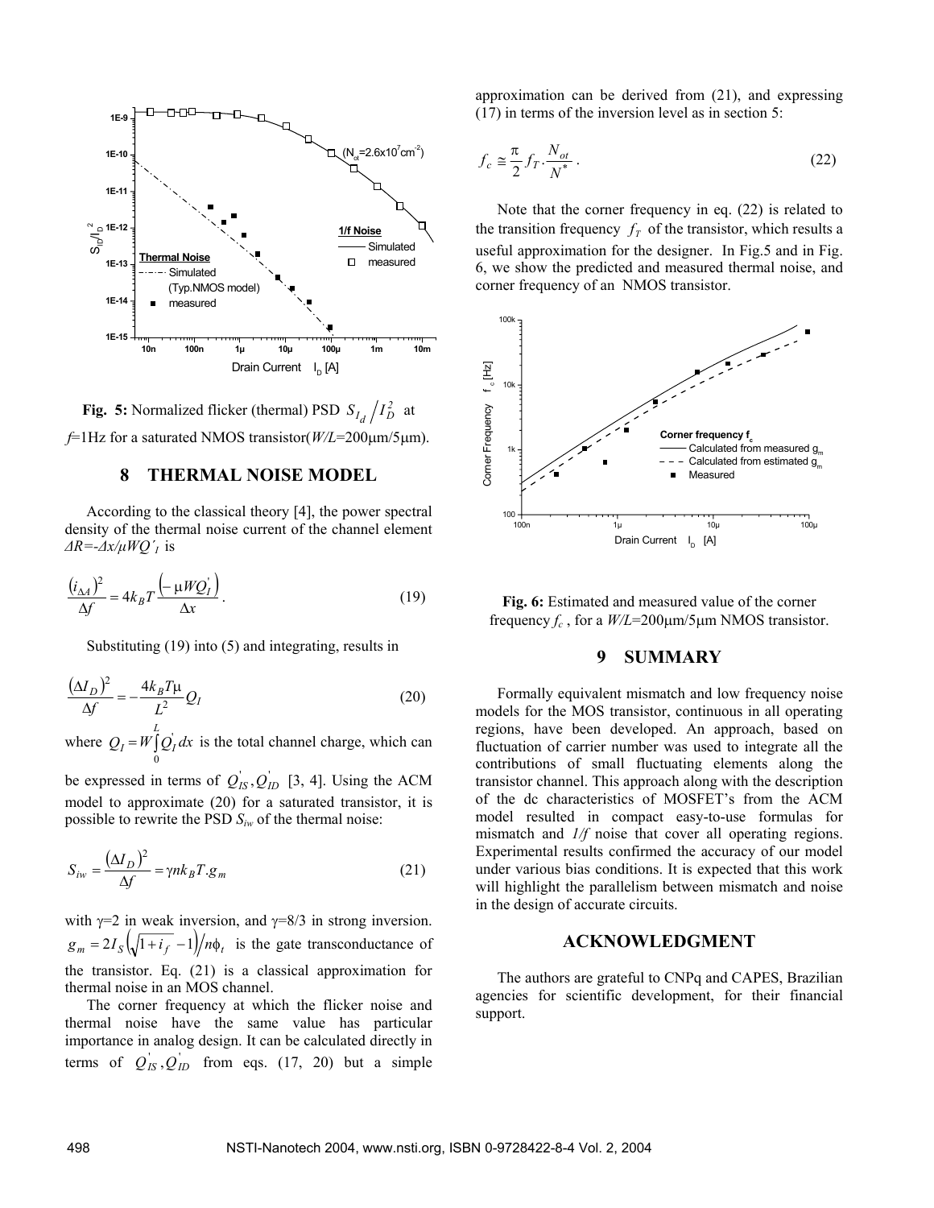**Fig. 5:** Normalized flicker (thermal) PSD $S_{I_d}/I_D^2$ at $f$=1Hz for a saturated NMOS transistor($W/L$=200μm/5μm).

## 8 THERMAL NOISE MODEL

According to the classical theory [4], the power spectral density of the thermal noise current of the channel element $\Delta R=-\Delta x/\mu WQ'_I$ is

$$\frac{(i_{\Delta A})^2}{\Delta f} = 4k_B T \frac{\left(-\mu W Q_I^{'}\right)}{\Delta x}. \tag{19}$$

Substituting (19) into (5) and integrating, results in

$$\frac{(\Delta I_D)^2}{\Delta f} = -\frac{4k_B T \mu}{L^2} Q_I \tag{20}$$

where $Q_I = W\int_0^L Q_I^{'}dx$ is the total channel charge, which can be expressed in terms of $Q_{IS}^{'}, Q_{ID}^{'}$ [3, 4]. Using the ACM model to approximate (20) for a saturated transistor, it is possible to rewrite the PSD $S_{iw}$ of the thermal noise:

$$S_{iw} = \frac{(\Delta I_D)^2}{\Delta f} = \gamma n k_B T . g_m \tag{21}$$

with γ=2 in weak inversion, and γ=8/3 in strong inversion. $g_m = 2I_S\left(\sqrt{1+i_f}-1\right)/n\phi_t$ is the gate transconductance of the transistor. Eq. (21) is a classical approximation for thermal noise in an MOS channel.

The corner frequency at which the flicker noise and thermal noise have the same value has particular importance in analog design. It can be calculated directly in terms of $Q_{IS}^{'}, Q_{ID}^{'}$ from eqs. (17, 20) but a simple approximation can be derived from (21), and expressing (17) in terms of the inversion level as in section 5:

$$f_c \cong \frac{\pi}{2} f_T \cdot \frac{N_{ot}}{N^*}. \tag{22}$$

Note that the corner frequency in eq. (22) is related to the transition frequency $f_T$ of the transistor, which results a useful approximation for the designer. In Fig.5 and in Fig. 6, we show the predicted and measured thermal noise, and corner frequency of an NMOS transistor.

**Fig. 6:** Estimated and measured value of the corner frequency $f_c$, for a $W/L$=200μm/5μm NMOS transistor.

## 9 SUMMARY

Formally equivalent mismatch and low frequency noise models for the MOS transistor, continuous in all operating regions, have been developed. An approach, based on fluctuation of carrier number was used to integrate all the contributions of small fluctuating elements along the transistor channel. This approach along with the description of the dc characteristics of MOSFET's from the ACM model resulted in compact easy-to-use formulas for mismatch and *1/f* noise that cover all operating regions. Experimental results confirmed the accuracy of our model under various bias conditions. It is expected that this work will highlight the parallelism between mismatch and noise in the design of accurate circuits.

## ACKNOWLEDGMENT

The authors are grateful to CNPq and CAPES, Brazilian agencies for scientific development, for their financial support.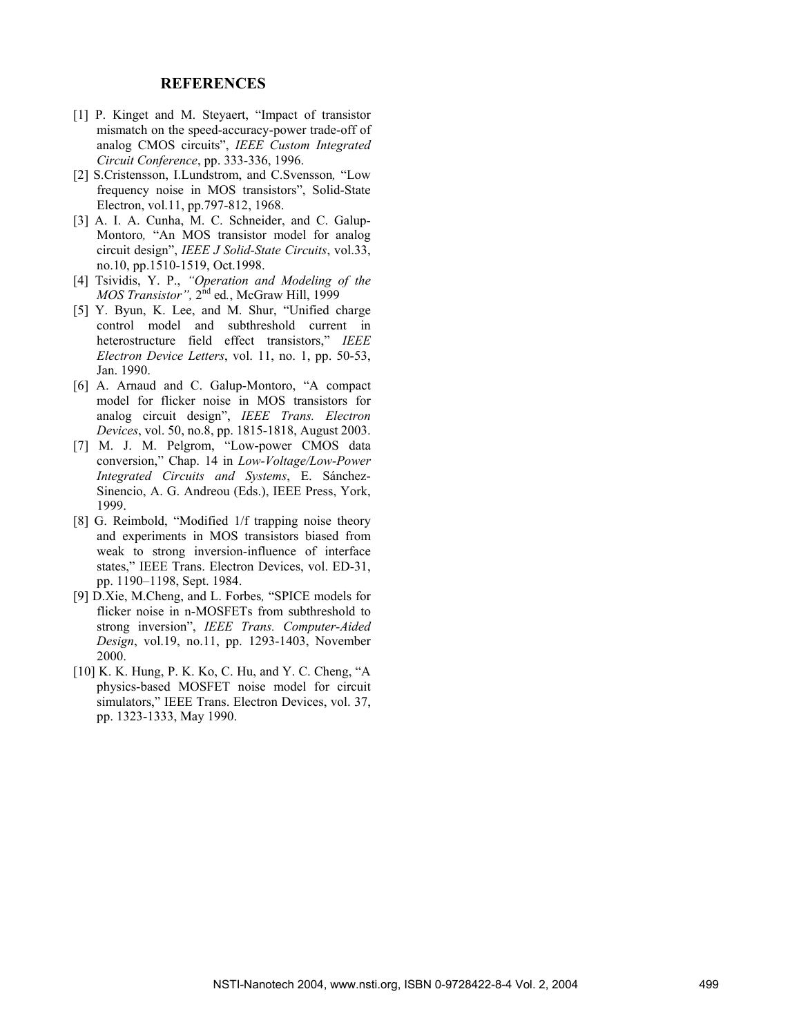## REFERENCES

[1] P. Kinget and M. Steyaert, "Impact of transistor mismatch on the speed-accuracy-power trade-off of analog CMOS circuits", *IEEE Custom Integrated Circuit Conference*, pp. 333-336, 1996.

[2] S.Cristensson, I.Lundstrom, and C.Svensson*,* "Low frequency noise in MOS transistors", Solid-State Electron, vol.11, pp.797-812, 1968.

[3] A. I. A. Cunha, M. C. Schneider, and C. Galup-Montoro*,* "An MOS transistor model for analog circuit design", *IEEE J Solid-State Circuits*, vol.33, no.10, pp.1510-1519, Oct.1998.

[4] Tsividis, Y. P., *"Operation and Modeling of the MOS Transistor",* 2nd ed*.*, McGraw Hill, 1999

[5] Y. Byun, K. Lee, and M. Shur, "Unified charge control model and subthreshold current in heterostructure field effect transistors," *IEEE Electron Device Letters*, vol. 11, no. 1, pp. 50-53, Jan. 1990.

[6] A. Arnaud and C. Galup-Montoro, "A compact model for flicker noise in MOS transistors for analog circuit design", *IEEE Trans. Electron Devices*, vol. 50, no.8, pp. 1815-1818, August 2003.

[7] M. J. M. Pelgrom, "Low-power CMOS data conversion," Chap. 14 in *Low-Voltage/Low-Power Integrated Circuits and Systems*, E. Sánchez-Sinencio, A. G. Andreou (Eds.), IEEE Press, York, 1999.

[8] G. Reimbold, "Modified 1/f trapping noise theory and experiments in MOS transistors biased from weak to strong inversion-influence of interface states," IEEE Trans. Electron Devices, vol. ED-31, pp. 1190–1198, Sept. 1984.

[9] D.Xie, M.Cheng, and L. Forbes*,* "SPICE models for flicker noise in n-MOSFETs from subthreshold to strong inversion", *IEEE Trans. Computer-Aided Design*, vol.19, no.11, pp. 1293-1403, November 2000.

[10] K. K. Hung, P. K. Ko, C. Hu, and Y. C. Cheng, "A physics-based MOSFET noise model for circuit simulators," IEEE Trans. Electron Devices, vol. 37, pp. 1323-1333, May 1990.